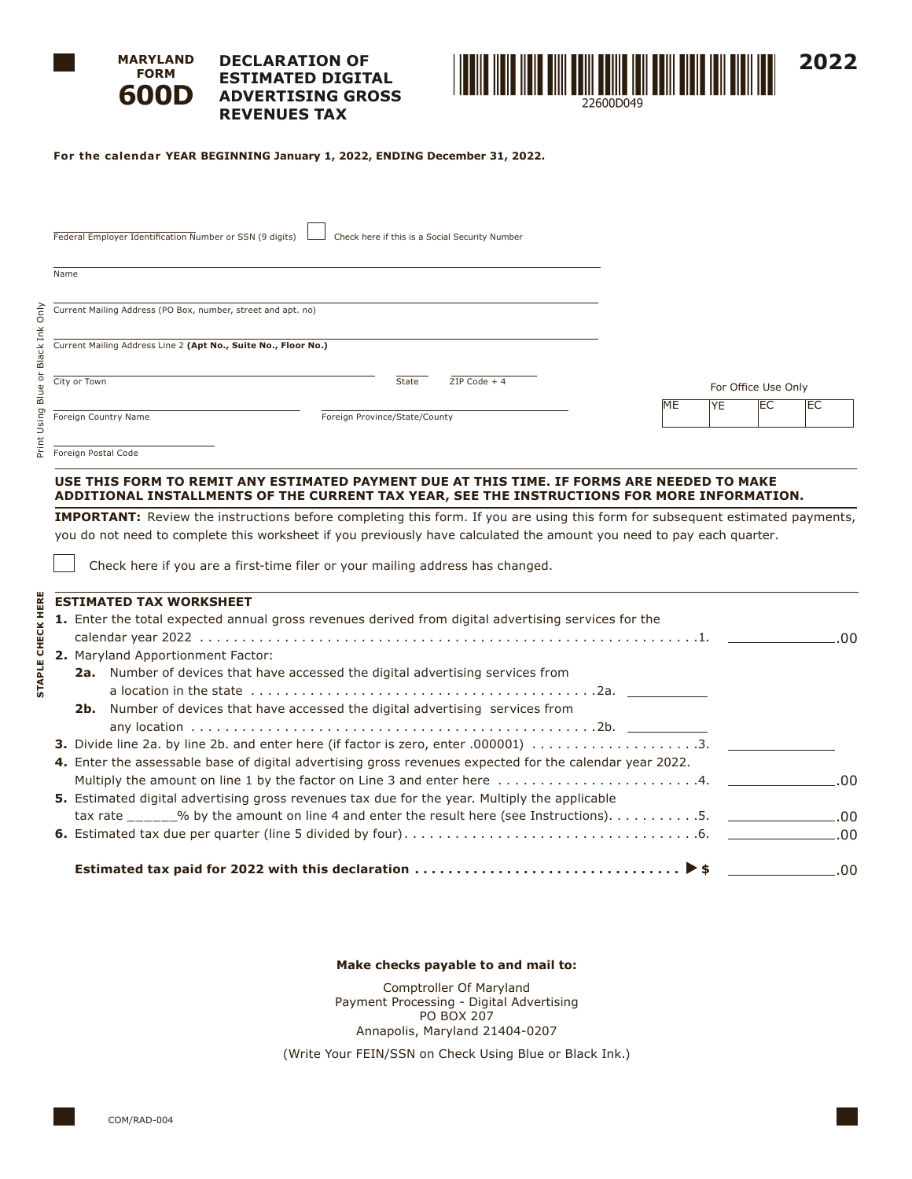**MARYLAND FORM 600D**

# DECLARATION OF ESTIMATED DIGITAL ADVERTISING GROSS REVENUES TAX

**2022**

22600D049

**For the calendar YEAR BEGINNING January 1, 2022, ENDING December 31, 2022.**

Federal Employer Identification Number or SSN (9 digits) ☐ Check here if this is a Social Security Number

Name

Current Mailing Address (PO Box, number, street and apt. no)

Current Mailing Address Line 2 **(Apt No., Suite No., Floor No.)**

City or Town | State | ZIP Code + 4

Foreign Country Name | Foreign Province/State/County

Foreign Postal Code

Print Using Blue or Black Ink Only

For Office Use Only

| ME | YE | EC | EC |
|---|---|---|---|
| | | | |

**USE THIS FORM TO REMIT ANY ESTIMATED PAYMENT DUE AT THIS TIME. IF FORMS ARE NEEDED TO MAKE ADDITIONAL INSTALLMENTS OF THE CURRENT TAX YEAR, SEE THE INSTRUCTIONS FOR MORE INFORMATION.**

**IMPORTANT:** Review the instructions before completing this form. If you are using this form for subsequent estimated payments, you do not need to complete this worksheet if you previously have calculated the amount you need to pay each quarter.

☐ Check here if you are a first-time filer or your mailing address has changed.

**STAPLE CHECK HERE**

## ESTIMATED TAX WORKSHEET

**1.** Enter the total expected annual gross revenues derived from digital advertising services for the calendar year 2022 . . . . . . . . . . . . . . . . . . . . . . . . . . . . . . . . . . . . . . . . . . . . . . . . . . . . . . . . . . . . . . . . .1. ______.00

**2.** Maryland Apportionment Factor:

**2a.** Number of devices that have accessed the digital advertising services from a location in the state . . . . . . . . . . . . . . . . . . . . . . . . . . . . . . . . . . . . . . . . . .2a. ______

**2b.** Number of devices that have accessed the digital advertising services from any location . . . . . . . . . . . . . . . . . . . . . . . . . . . . . . . . . . . . . . . . . . . . . . .2b. ______

**3.** Divide line 2a. by line 2b. and enter here (if factor is zero, enter .000001) . . . . . . . . . . . . . . . . . . . .3. ______

**4.** Enter the assessable base of digital advertising gross revenues expected for the calendar year 2022. Multiply the amount on line 1 by the factor on Line 3 and enter here . . . . . . . . . . . . . . . . . . . . . . . . .4. ______.00

**5.** Estimated digital advertising gross revenues tax due for the year. Multiply the applicable tax rate ______% by the amount on line 4 and enter the result here (see Instructions). . . . . . . . . . .5. ______.00

**6.** Estimated tax due per quarter (line 5 divided by four). . . . . . . . . . . . . . . . . . . . . . . . . . . . . . . . . . . .6. ______.00

**Estimated tax paid for 2022 with this declaration . . . . . . . . . . . . . . . . . . . . . . . . . . . . . . . ▶ $** ______.00

**Make checks payable to and mail to:**

Comptroller Of Maryland
Payment Processing - Digital Advertising
PO BOX 207
Annapolis, Maryland 21404-0207

(Write Your FEIN/SSN on Check Using Blue or Black Ink.)

COM/RAD-004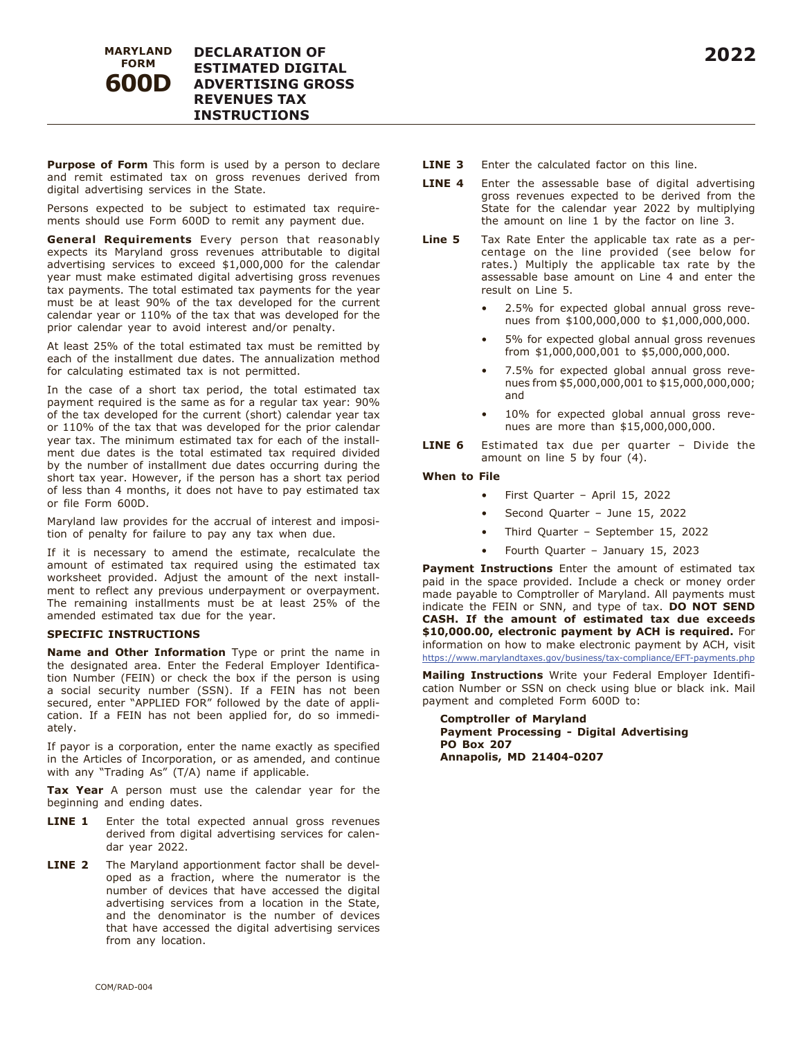# MARYLAND FORM 600D

## DECLARATION OF ESTIMATED DIGITAL ADVERTISING GROSS REVENUES TAX INSTRUCTIONS

**2022**

**Purpose of Form** This form is used by a person to declare and remit estimated tax on gross revenues derived from digital advertising services in the State.

Persons expected to be subject to estimated tax requirements should use Form 600D to remit any payment due.

**General Requirements** Every person that reasonably expects its Maryland gross revenues attributable to digital advertising services to exceed $1,000,000 for the calendar year must make estimated digital advertising gross revenues tax payments. The total estimated tax payments for the year must be at least 90% of the tax developed for the current calendar year or 110% of the tax that was developed for the prior calendar year to avoid interest and/or penalty.

At least 25% of the total estimated tax must be remitted by each of the installment due dates. The annualization method for calculating estimated tax is not permitted.

In the case of a short tax period, the total estimated tax payment required is the same as for a regular tax year: 90% of the tax developed for the current (short) calendar year tax or 110% of the tax that was developed for the prior calendar year tax. The minimum estimated tax for each of the installment due dates is the total estimated tax required divided by the number of installment due dates occurring during the short tax year. However, if the person has a short tax period of less than 4 months, it does not have to pay estimated tax or file Form 600D.

Maryland law provides for the accrual of interest and imposition of penalty for failure to pay any tax when due.

If it is necessary to amend the estimate, recalculate the amount of estimated tax required using the estimated tax worksheet provided. Adjust the amount of the next installment to reflect any previous underpayment or overpayment. The remaining installments must be at least 25% of the amended estimated tax due for the year.

### SPECIFIC INSTRUCTIONS

**Name and Other Information** Type or print the name in the designated area. Enter the Federal Employer Identification Number (FEIN) or check the box if the person is using a social security number (SSN). If a FEIN has not been secured, enter "APPLIED FOR" followed by the date of application. If a FEIN has not been applied for, do so immediately.

If payor is a corporation, enter the name exactly as specified in the Articles of Incorporation, or as amended, and continue with any "Trading As" (T/A) name if applicable.

**Tax Year** A person must use the calendar year for the beginning and ending dates.

**LINE 1** Enter the total expected annual gross revenues derived from digital advertising services for calendar year 2022.

**LINE 2** The Maryland apportionment factor shall be developed as a fraction, where the numerator is the number of devices that have accessed the digital advertising services from a location in the State, and the denominator is the number of devices that have accessed the digital advertising services from any location.

**LINE 3** Enter the calculated factor on this line.

**LINE 4** Enter the assessable base of digital advertising gross revenues expected to be derived from the State for the calendar year 2022 by multiplying the amount on line 1 by the factor on line 3.

**Line 5** Tax Rate Enter the applicable tax rate as a percentage on the line provided (see below for rates.) Multiply the applicable tax rate by the assessable base amount on Line 4 and enter the result on Line 5.

- 2.5% for expected global annual gross revenues from $100,000,000 to $1,000,000,000.
- 5% for expected global annual gross revenues from $1,000,000,001 to $5,000,000,000.
- 7.5% for expected global annual gross revenues from $5,000,000,001 to $15,000,000,000; and
- 10% for expected global annual gross revenues are more than $15,000,000,000.

**LINE 6** Estimated tax due per quarter – Divide the amount on line 5 by four (4).

**When to File**

- First Quarter – April 15, 2022
- Second Quarter – June 15, 2022
- Third Quarter – September 15, 2022
- Fourth Quarter – January 15, 2023

**Payment Instructions** Enter the amount of estimated tax paid in the space provided. Include a check or money order made payable to Comptroller of Maryland. All payments must indicate the FEIN or SNN, and type of tax. **DO NOT SEND CASH. If the amount of estimated tax due exceeds $10,000.00, electronic payment by ACH is required.** For information on how to make electronic payment by ACH, visit https://www.marylandtaxes.gov/business/tax-compliance/EFT-payments.php

**Mailing Instructions** Write your Federal Employer Identification Number or SSN on check using blue or black ink. Mail payment and completed Form 600D to:

**Comptroller of Maryland**
**Payment Processing - Digital Advertising**
**PO Box 207**
**Annapolis, MD 21404-0207**

COM/RAD-004